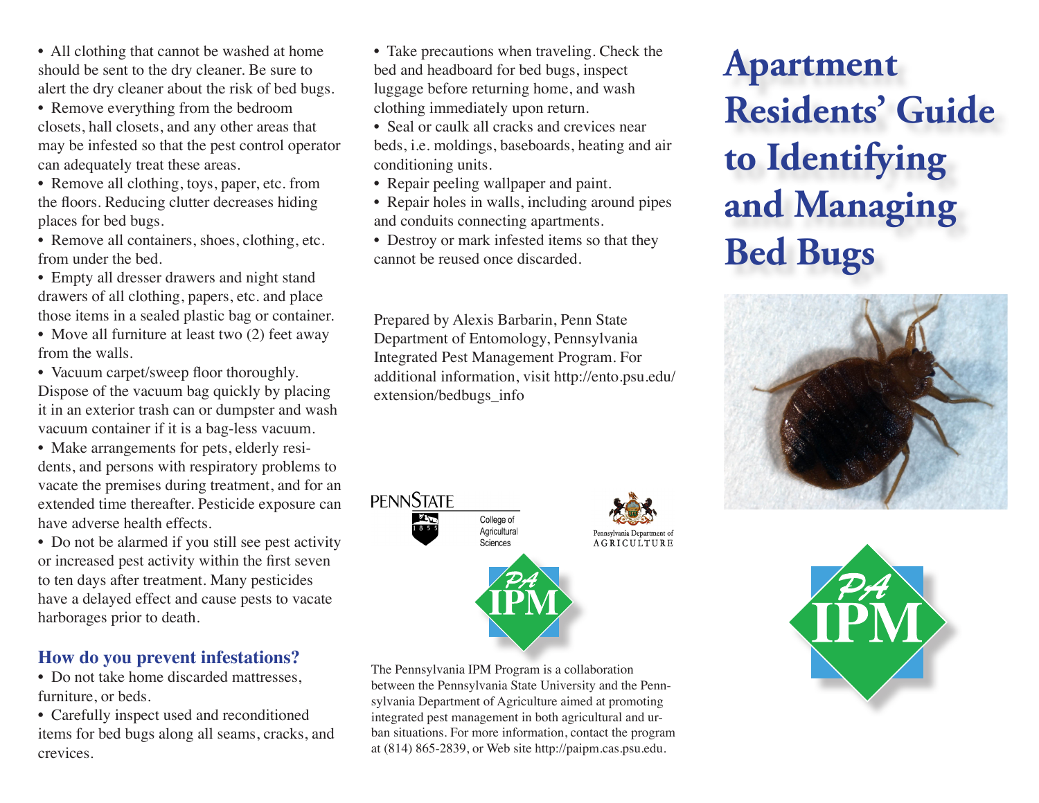- All clothing that cannot be washed at home should be sent to the dry cleaner. Be sure to alert the dry cleaner about the risk of bed bugs.
- Remove everything from the bedroom closets, hall closets, and any other areas that may be infested so that the pest control operator can adequately treat these areas.
- Remove all clothing, toys, paper, etc. from the floors. Reducing clutter decreases hiding places for bed bugs.
- Remove all containers, shoes, clothing, etc. from under the bed.
- Empty all dresser drawers and night stand drawers of all clothing, papers, etc. and place those items in a sealed plastic bag or container.
- Move all furniture at least two (2) feet away from the walls.
- Vacuum carpet/sweep floor thoroughly. Dispose of the vacuum bag quickly by placing it in an exterior trash can or dumpster and wash vacuum container if it is a bag-less vacuum.
- Make arrangements for pets, elderly residents, and persons with respiratory problems to vacate the premises during treatment, and for an extended time thereafter. Pesticide exposure can have adverse health effects.
- Do not be alarmed if you still see pest activity or increased pest activity within the first seven to ten days after treatment. Many pesticides have a delayed effect and cause pests to vacate harborages prior to death.

## How do you prevent infestations?

- Do not take home discarded mattresses, furniture, or beds.
- Carefully inspect used and reconditioned items for bed bugs along all seams, cracks, and crevices.
- Take precautions when traveling. Check the bed and headboard for bed bugs, inspect luggage before returning home, and wash clothing immediately upon return.
- Seal or caulk all cracks and crevices near beds, i.e. moldings, baseboards, heating and air conditioning units.
- Repair peeling wallpaper and paint.
- Repair holes in walls, including around pipes and conduits connecting apartments.
- Destroy or mark infested items so that they cannot be reused once discarded.

Prepared by Alexis Barbarin, Penn State Department of Entomology, Pennsylvania Integrated Pest Management Program. For additional information, visit http://ento.psu.edu/extension/bedbugs_info

PENNSTATE College of Agricultural Sciences

Pennsylvania Department of AGRICULTURE

PA IPM

The Pennsylvania IPM Program is a collaboration between the Pennsylvania State University and the Pennsylvania Department of Agriculture aimed at promoting integrated pest management in both agricultural and urban situations. For more information, contact the program at (814) 865-2839, or Web site http://paipm.cas.psu.edu.

# Apartment Residents' Guide to Identifying and Managing Bed Bugs

PA IPM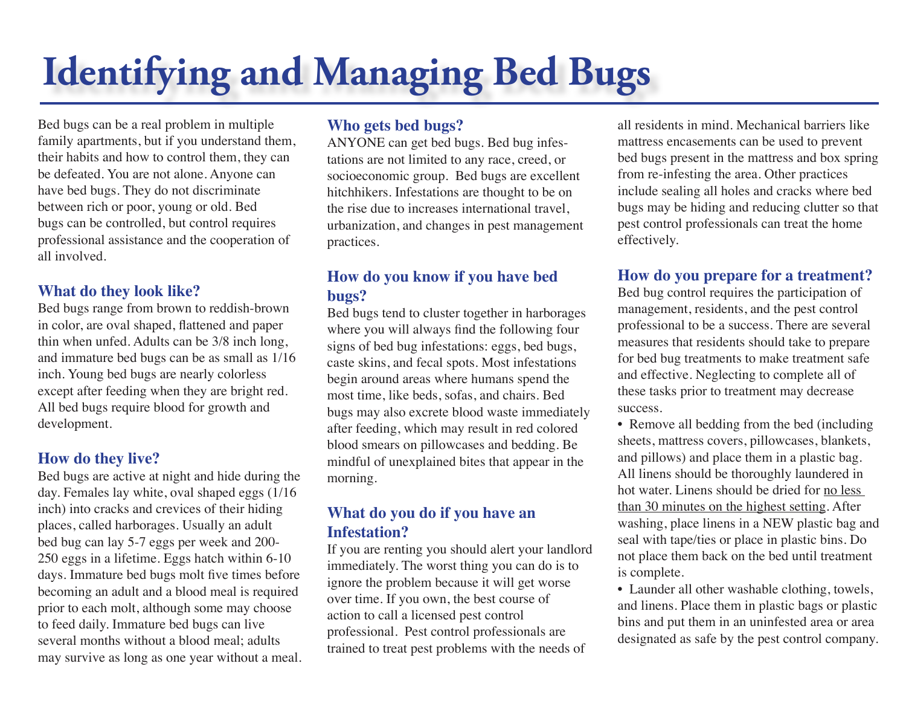# Identifying and Managing Bed Bugs

Bed bugs can be a real problem in multiple family apartments, but if you understand them, their habits and how to control them, they can be defeated. You are not alone. Anyone can have bed bugs. They do not discriminate between rich or poor, young or old. Bed bugs can be controlled, but control requires professional assistance and the cooperation of all involved.

## What do they look like?

Bed bugs range from brown to reddish-brown in color, are oval shaped, flattened and paper thin when unfed. Adults can be 3/8 inch long, and immature bed bugs can be as small as 1/16 inch. Young bed bugs are nearly colorless except after feeding when they are bright red. All bed bugs require blood for growth and development.

## How do they live?

Bed bugs are active at night and hide during the day. Females lay white, oval shaped eggs (1/16 inch) into cracks and crevices of their hiding places, called harborages. Usually an adult bed bug can lay 5-7 eggs per week and 200-250 eggs in a lifetime. Eggs hatch within 6-10 days. Immature bed bugs molt five times before becoming an adult and a blood meal is required prior to each molt, although some may choose to feed daily. Immature bed bugs can live several months without a blood meal; adults may survive as long as one year without a meal.

## Who gets bed bugs?

ANYONE can get bed bugs. Bed bug infestations are not limited to any race, creed, or socioeconomic group. Bed bugs are excellent hitchhikers. Infestations are thought to be on the rise due to increases international travel, urbanization, and changes in pest management practices.

## How do you know if you have bed bugs?

Bed bugs tend to cluster together in harborages where you will always find the following four signs of bed bug infestations: eggs, bed bugs, caste skins, and fecal spots. Most infestations begin around areas where humans spend the most time, like beds, sofas, and chairs. Bed bugs may also excrete blood waste immediately after feeding, which may result in red colored blood smears on pillowcases and bedding. Be mindful of unexplained bites that appear in the morning.

## What do you do if you have an Infestation?

If you are renting you should alert your landlord immediately. The worst thing you can do is to ignore the problem because it will get worse over time. If you own, the best course of action to call a licensed pest control professional. Pest control professionals are trained to treat pest problems with the needs of all residents in mind. Mechanical barriers like mattress encasements can be used to prevent bed bugs present in the mattress and box spring from re-infesting the area. Other practices include sealing all holes and cracks where bed bugs may be hiding and reducing clutter so that pest control professionals can treat the home effectively.

## How do you prepare for a treatment?

Bed bug control requires the participation of management, residents, and the pest control professional to be a success. There are several measures that residents should take to prepare for bed bug treatments to make treatment safe and effective. Neglecting to complete all of these tasks prior to treatment may decrease success.

- Remove all bedding from the bed (including sheets, mattress covers, pillowcases, blankets, and pillows) and place them in a plastic bag. All linens should be thoroughly laundered in hot water. Linens should be dried for <u>no less than 30 minutes on the highest setting</u>. After washing, place linens in a NEW plastic bag and seal with tape/ties or place in plastic bins. Do not place them back on the bed until treatment is complete.
- Launder all other washable clothing, towels, and linens. Place them in plastic bags or plastic bins and put them in an uninfested area or area designated as safe by the pest control company.